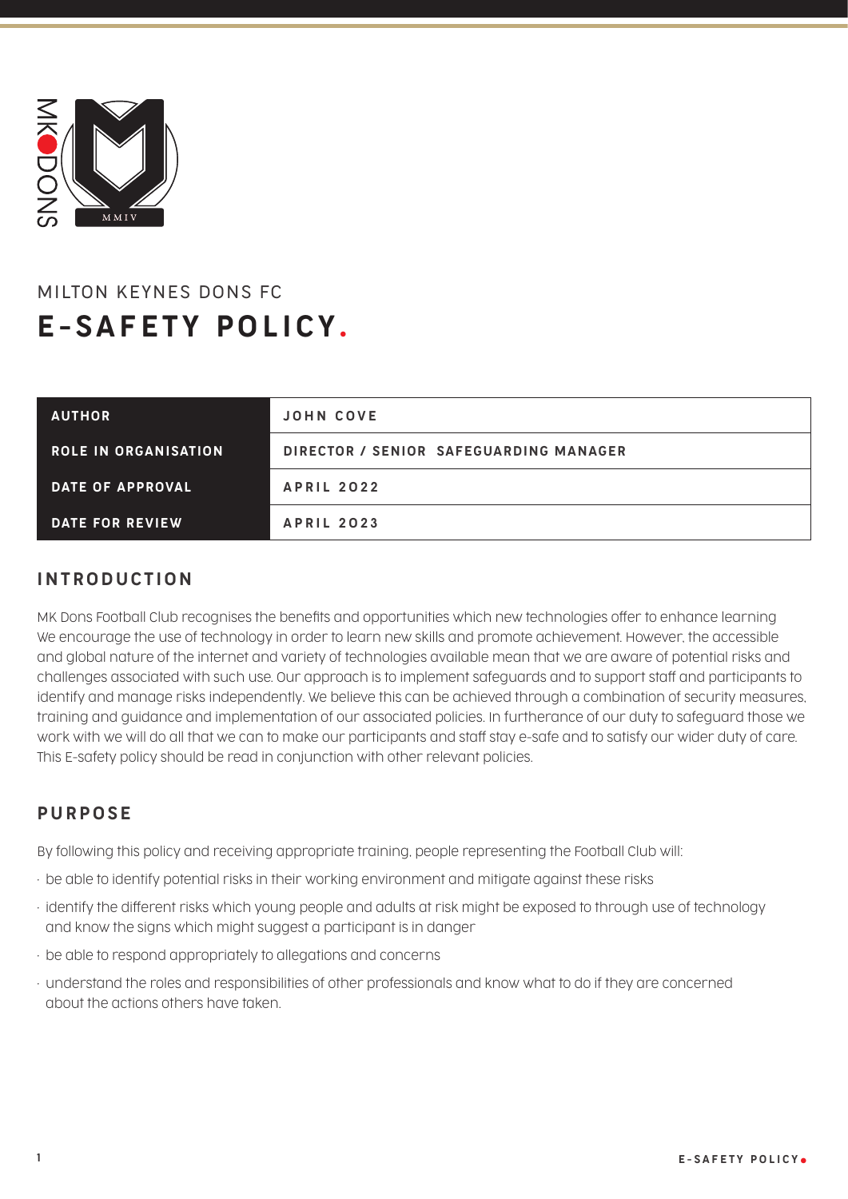MILTON KEYNES DONS FC

# E-SAFETY POLICY.

| AUTHOR | JOHN COVE |
|---|---|
| ROLE IN ORGANISATION | DIRECTOR / SENIOR SAFEGUARDING MANAGER |
| DATE OF APPROVAL | APRIL 2022 |
| DATE FOR REVIEW | APRIL 2023 |

## INTRODUCTION

MK Dons Football Club recognises the benefits and opportunities which new technologies offer to enhance learning We encourage the use of technology in order to learn new skills and promote achievement. However, the accessible and global nature of the internet and variety of technologies available mean that we are aware of potential risks and challenges associated with such use. Our approach is to implement safeguards and to support staff and participants to identify and manage risks independently. We believe this can be achieved through a combination of security measures, training and guidance and implementation of our associated policies. In furtherance of our duty to safeguard those we work with we will do all that we can to make our participants and staff stay e-safe and to satisfy our wider duty of care. This E-safety policy should be read in conjunction with other relevant policies.

## PURPOSE

By following this policy and receiving appropriate training, people representing the Football Club will:

- be able to identify potential risks in their working environment and mitigate against these risks
- identify the different risks which young people and adults at risk might be exposed to through use of technology and know the signs which might suggest a participant is in danger
- be able to respond appropriately to allegations and concerns
- understand the roles and responsibilities of other professionals and know what to do if they are concerned about the actions others have taken.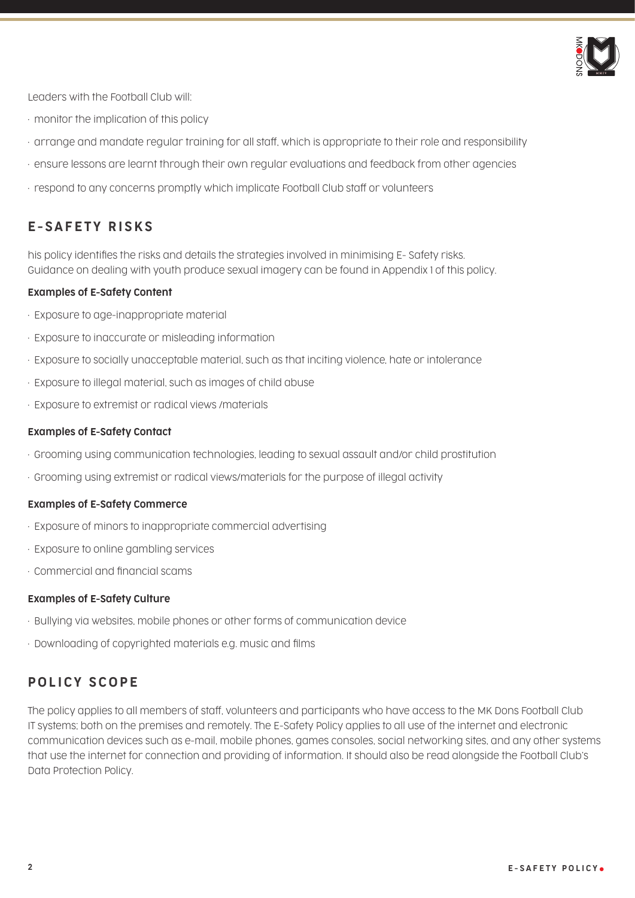Leaders with the Football Club will:

- monitor the implication of this policy
- arrange and mandate regular training for all staff, which is appropriate to their role and responsibility
- ensure lessons are learnt through their own regular evaluations and feedback from other agencies
- respond to any concerns promptly which implicate Football Club staff or volunteers

## E-SAFETY RISKS

his policy identifies the risks and details the strategies involved in minimising E- Safety risks.
Guidance on dealing with youth produce sexual imagery can be found in Appendix 1 of this policy.

**Examples of E-Safety Content**

- Exposure to age-inappropriate material
- Exposure to inaccurate or misleading information
- Exposure to socially unacceptable material, such as that inciting violence, hate or intolerance
- Exposure to illegal material, such as images of child abuse
- Exposure to extremist or radical views /materials

**Examples of E-Safety Contact**

- Grooming using communication technologies, leading to sexual assault and/or child prostitution
- Grooming using extremist or radical views/materials for the purpose of illegal activity

**Examples of E-Safety Commerce**

- Exposure of minors to inappropriate commercial advertising
- Exposure to online gambling services
- Commercial and financial scams

**Examples of E-Safety Culture**

- Bullying via websites, mobile phones or other forms of communication device
- Downloading of copyrighted materials e.g. music and films

## POLICY SCOPE

The policy applies to all members of staff, volunteers and participants who have access to the MK Dons Football Club IT systems; both on the premises and remotely. The E-Safety Policy applies to all use of the internet and electronic communication devices such as e-mail, mobile phones, games consoles, social networking sites, and any other systems that use the internet for connection and providing of information. It should also be read alongside the Football Club's Data Protection Policy.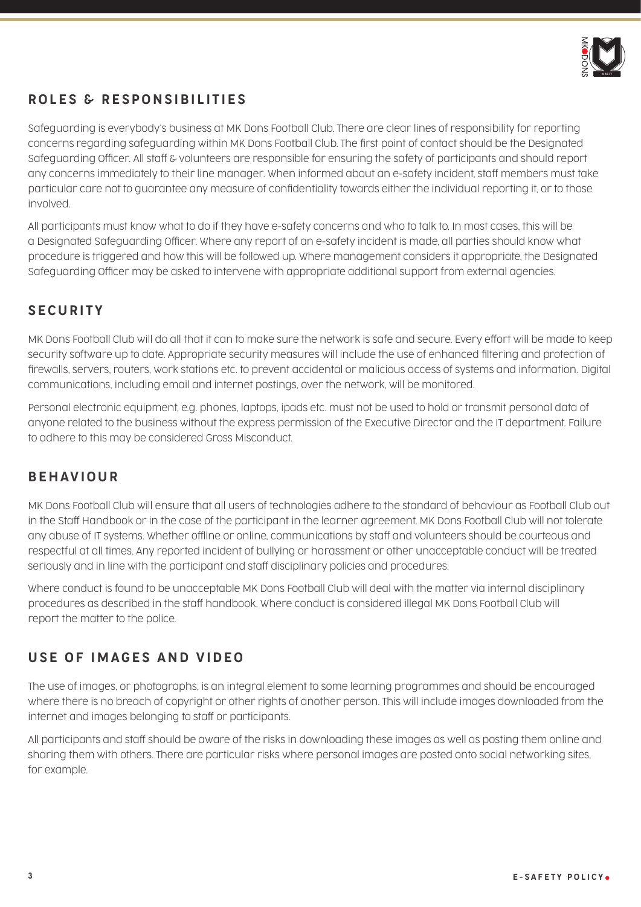## ROLES & RESPONSIBILITIES

Safeguarding is everybody's business at MK Dons Football Club. There are clear lines of responsibility for reporting concerns regarding safeguarding within MK Dons Football Club. The first point of contact should be the Designated Safeguarding Officer. All staff & volunteers are responsible for ensuring the safety of participants and should report any concerns immediately to their line manager. When informed about an e-safety incident, staff members must take particular care not to guarantee any measure of confidentiality towards either the individual reporting it, or to those involved.

All participants must know what to do if they have e-safety concerns and who to talk to. In most cases, this will be a Designated Safeguarding Officer. Where any report of an e-safety incident is made, all parties should know what procedure is triggered and how this will be followed up. Where management considers it appropriate, the Designated Safeguarding Officer may be asked to intervene with appropriate additional support from external agencies.

## SECURITY

MK Dons Football Club will do all that it can to make sure the network is safe and secure. Every effort will be made to keep security software up to date. Appropriate security measures will include the use of enhanced filtering and protection of firewalls, servers, routers, work stations etc. to prevent accidental or malicious access of systems and information. Digital communications, including email and internet postings, over the network, will be monitored.

Personal electronic equipment, e.g. phones, laptops, ipads etc. must not be used to hold or transmit personal data of anyone related to the business without the express permission of the Executive Director and the IT department. Failure to adhere to this may be considered Gross Misconduct.

## BEHAVIOUR

MK Dons Football Club will ensure that all users of technologies adhere to the standard of behaviour as Football Club out in the Staff Handbook or in the case of the participant in the learner agreement. MK Dons Football Club will not tolerate any abuse of IT systems. Whether offline or online, communications by staff and volunteers should be courteous and respectful at all times. Any reported incident of bullying or harassment or other unacceptable conduct will be treated seriously and in line with the participant and staff disciplinary policies and procedures.

Where conduct is found to be unacceptable MK Dons Football Club will deal with the matter via internal disciplinary procedures as described in the staff handbook. Where conduct is considered illegal MK Dons Football Club will report the matter to the police.

## USE OF IMAGES AND VIDEO

The use of images, or photographs, is an integral element to some learning programmes and should be encouraged where there is no breach of copyright or other rights of another person. This will include images downloaded from the internet and images belonging to staff or participants.

All participants and staff should be aware of the risks in downloading these images as well as posting them online and sharing them with others. There are particular risks where personal images are posted onto social networking sites, for example.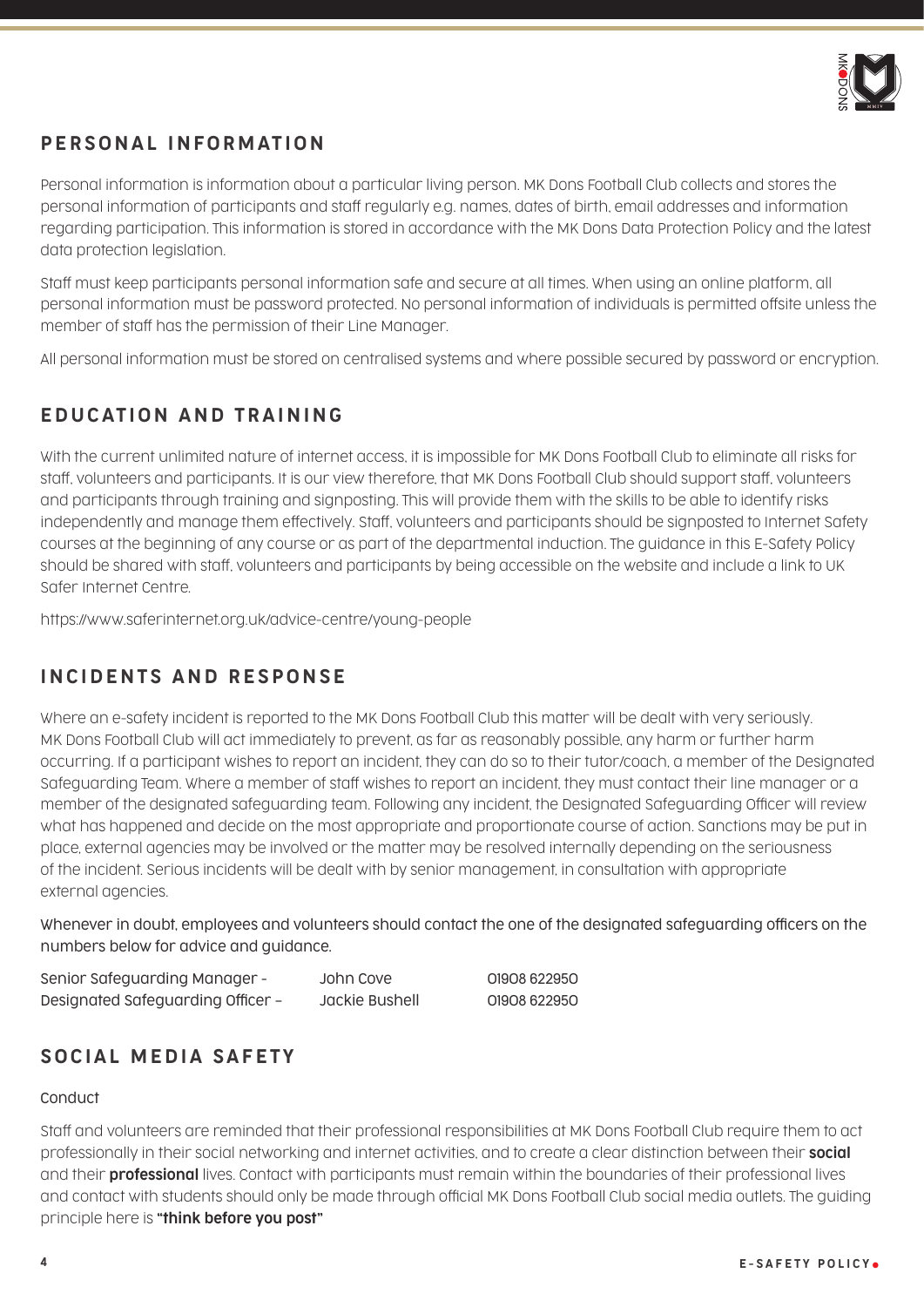## PERSONAL INFORMATION

Personal information is information about a particular living person. MK Dons Football Club collects and stores the personal information of participants and staff regularly e.g. names, dates of birth, email addresses and information regarding participation. This information is stored in accordance with the MK Dons Data Protection Policy and the latest data protection legislation.

Staff must keep participants personal information safe and secure at all times. When using an online platform, all personal information must be password protected. No personal information of individuals is permitted offsite unless the member of staff has the permission of their Line Manager.

All personal information must be stored on centralised systems and where possible secured by password or encryption.

## EDUCATION AND TRAINING

With the current unlimited nature of internet access, it is impossible for MK Dons Football Club to eliminate all risks for staff, volunteers and participants. It is our view therefore, that MK Dons Football Club should support staff, volunteers and participants through training and signposting. This will provide them with the skills to be able to identify risks independently and manage them effectively. Staff, volunteers and participants should be signposted to Internet Safety courses at the beginning of any course or as part of the departmental induction. The guidance in this E-Safety Policy should be shared with staff, volunteers and participants by being accessible on the website and include a link to UK Safer Internet Centre.

https://www.saferinternet.org.uk/advice-centre/young-people

## INCIDENTS AND RESPONSE

Where an e-safety incident is reported to the MK Dons Football Club this matter will be dealt with very seriously. MK Dons Football Club will act immediately to prevent, as far as reasonably possible, any harm or further harm occurring. If a participant wishes to report an incident, they can do so to their tutor/coach, a member of the Designated Safeguarding Team. Where a member of staff wishes to report an incident, they must contact their line manager or a member of the designated safeguarding team. Following any incident, the Designated Safeguarding Officer will review what has happened and decide on the most appropriate and proportionate course of action. Sanctions may be put in place, external agencies may be involved or the matter may be resolved internally depending on the seriousness of the incident. Serious incidents will be dealt with by senior management, in consultation with appropriate external agencies.

Whenever in doubt, employees and volunteers should contact the one of the designated safeguarding officers on the numbers below for advice and guidance.

| | | |
|---|---|---|
| Senior Safeguarding Manager - | John Cove | 01908 622950 |
| Designated Safeguarding Officer – | Jackie Bushell | 01908 622950 |

## SOCIAL MEDIA SAFETY

Conduct

Staff and volunteers are reminded that their professional responsibilities at MK Dons Football Club require them to act professionally in their social networking and internet activities, and to create a clear distinction between their **social** and their **professional** lives. Contact with participants must remain within the boundaries of their professional lives and contact with students should only be made through official MK Dons Football Club social media outlets. The guiding principle here is **"think before you post"**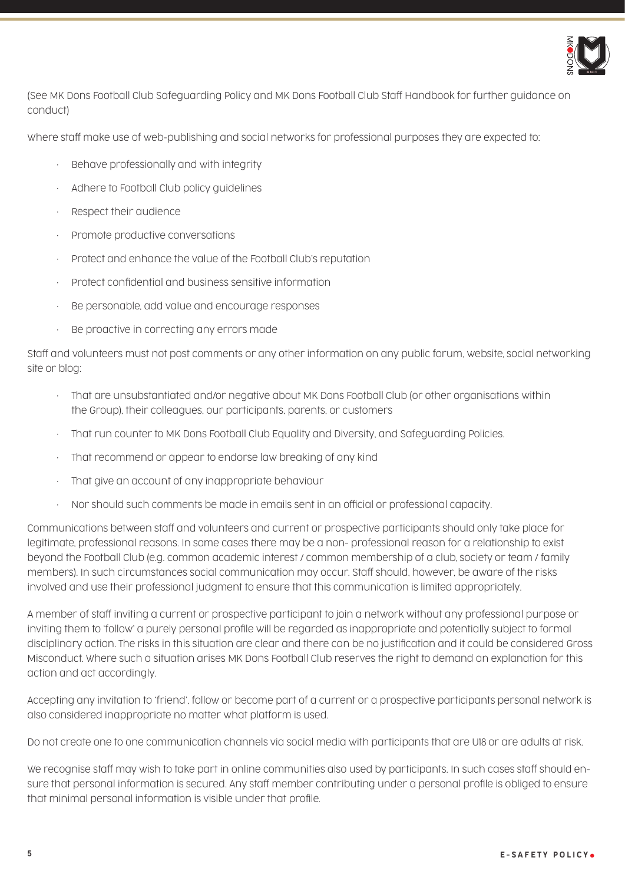(See MK Dons Football Club Safeguarding Policy and MK Dons Football Club Staff Handbook for further guidance on conduct)

Where staff make use of web-publishing and social networks for professional purposes they are expected to:

- Behave professionally and with integrity
- Adhere to Football Club policy guidelines
- Respect their audience
- Promote productive conversations
- Protect and enhance the value of the Football Club's reputation
- Protect confidential and business sensitive information
- Be personable, add value and encourage responses
- Be proactive in correcting any errors made

Staff and volunteers must not post comments or any other information on any public forum, website, social networking site or blog:

- That are unsubstantiated and/or negative about MK Dons Football Club (or other organisations within the Group), their colleagues, our participants, parents, or customers
- That run counter to MK Dons Football Club Equality and Diversity, and Safeguarding Policies.
- That recommend or appear to endorse law breaking of any kind
- That give an account of any inappropriate behaviour
- Nor should such comments be made in emails sent in an official or professional capacity.

Communications between staff and volunteers and current or prospective participants should only take place for legitimate, professional reasons. In some cases there may be a non- professional reason for a relationship to exist beyond the Football Club (e.g. common academic interest / common membership of a club, society or team / family members). In such circumstances social communication may occur. Staff should, however, be aware of the risks involved and use their professional judgment to ensure that this communication is limited appropriately.

A member of staff inviting a current or prospective participant to join a network without any professional purpose or inviting them to 'follow' a purely personal profile will be regarded as inappropriate and potentially subject to formal disciplinary action. The risks in this situation are clear and there can be no justification and it could be considered Gross Misconduct. Where such a situation arises MK Dons Football Club reserves the right to demand an explanation for this action and act accordingly.

Accepting any invitation to 'friend', follow or become part of a current or a prospective participants personal network is also considered inappropriate no matter what platform is used.

Do not create one to one communication channels via social media with participants that are U18 or are adults at risk.

We recognise staff may wish to take part in online communities also used by participants. In such cases staff should ensure that personal information is secured. Any staff member contributing under a personal profile is obliged to ensure that minimal personal information is visible under that profile.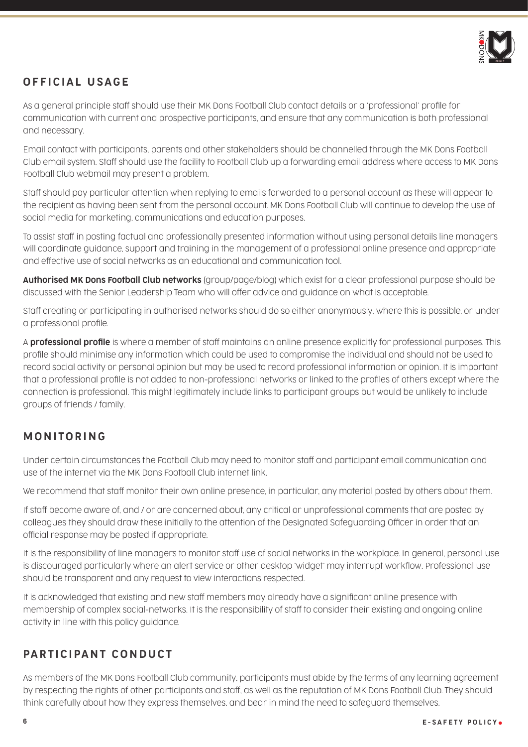## OFFICIAL USAGE

As a general principle staff should use their MK Dons Football Club contact details or a 'professional' profile for communication with current and prospective participants, and ensure that any communication is both professional and necessary.

Email contact with participants, parents and other stakeholders should be channelled through the MK Dons Football Club email system. Staff should use the facility to Football Club up a forwarding email address where access to MK Dons Football Club webmail may present a problem.

Staff should pay particular attention when replying to emails forwarded to a personal account as these will appear to the recipient as having been sent from the personal account. MK Dons Football Club will continue to develop the use of social media for marketing, communications and education purposes.

To assist staff in posting factual and professionally presented information without using personal details line managers will coordinate guidance, support and training in the management of a professional online presence and appropriate and effective use of social networks as an educational and communication tool.

**Authorised MK Dons Football Club networks** (group/page/blog) which exist for a clear professional purpose should be discussed with the Senior Leadership Team who will offer advice and guidance on what is acceptable.

Staff creating or participating in authorised networks should do so either anonymously, where this is possible, or under a professional profile.

A **professional profile** is where a member of staff maintains an online presence explicitly for professional purposes. This profile should minimise any information which could be used to compromise the individual and should not be used to record social activity or personal opinion but may be used to record professional information or opinion. It is important that a professional profile is not added to non-professional networks or linked to the profiles of others except where the connection is professional. This might legitimately include links to participant groups but would be unlikely to include groups of friends / family.

## MONITORING

Under certain circumstances the Football Club may need to monitor staff and participant email communication and use of the internet via the MK Dons Football Club internet link.

We recommend that staff monitor their own online presence, in particular, any material posted by others about them.

If staff become aware of, and / or are concerned about, any critical or unprofessional comments that are posted by colleagues they should draw these initially to the attention of the Designated Safeguarding Officer in order that an official response may be posted if appropriate.

It is the responsibility of line managers to monitor staff use of social networks in the workplace. In general, personal use is discouraged particularly where an alert service or other desktop 'widget' may interrupt workflow. Professional use should be transparent and any request to view interactions respected.

It is acknowledged that existing and new staff members may already have a significant online presence with membership of complex social-networks. It is the responsibility of staff to consider their existing and ongoing online activity in line with this policy guidance.

## PARTICIPANT CONDUCT

As members of the MK Dons Football Club community, participants must abide by the terms of any learning agreement by respecting the rights of other participants and staff, as well as the reputation of MK Dons Football Club. They should think carefully about how they express themselves, and bear in mind the need to safeguard themselves.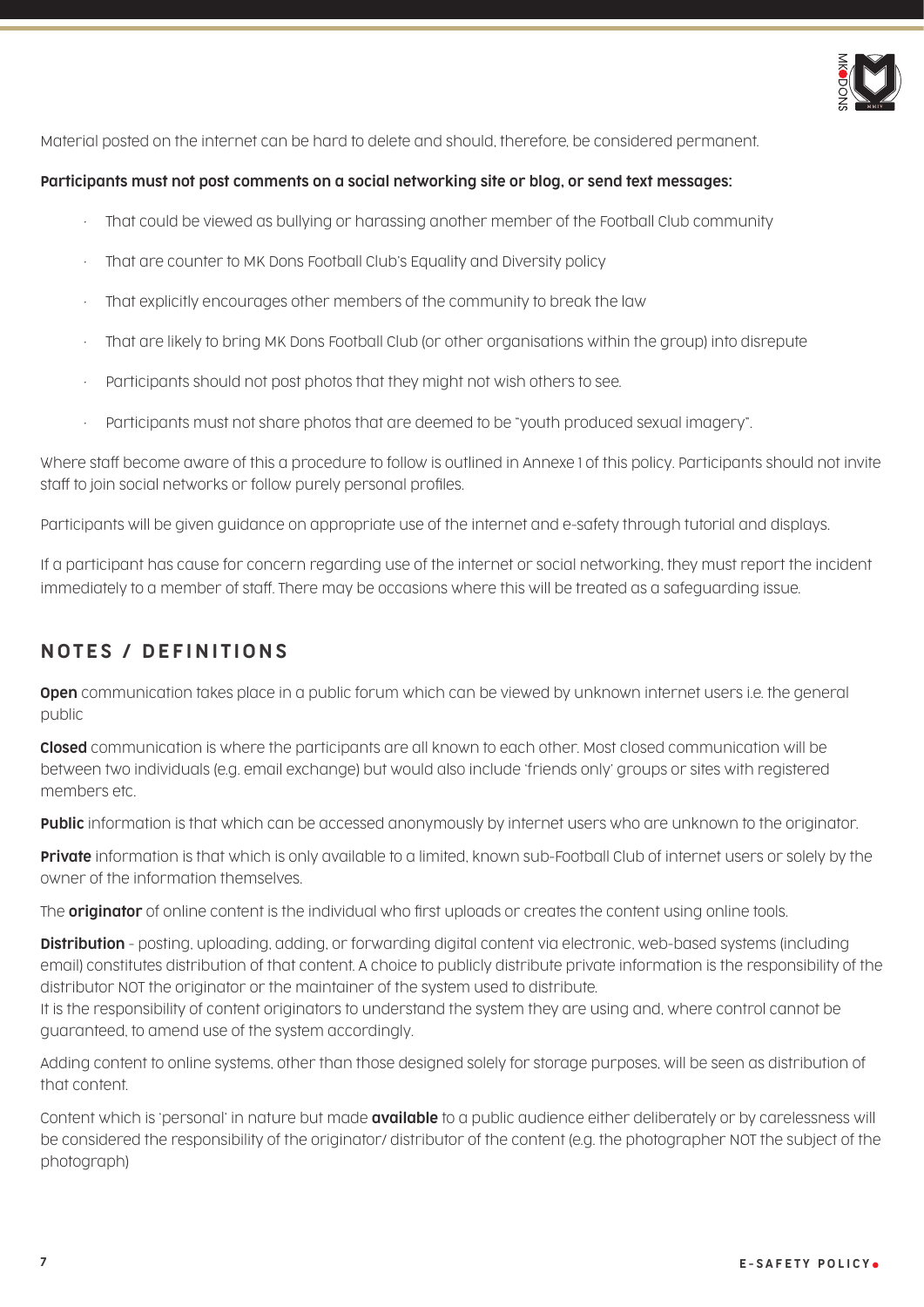Material posted on the internet can be hard to delete and should, therefore, be considered permanent.

**Participants must not post comments on a social networking site or blog, or send text messages:**

- That could be viewed as bullying or harassing another member of the Football Club community
- That are counter to MK Dons Football Club's Equality and Diversity policy
- That explicitly encourages other members of the community to break the law
- That are likely to bring MK Dons Football Club (or other organisations within the group) into disrepute
- Participants should not post photos that they might not wish others to see.
- Participants must not share photos that are deemed to be "youth produced sexual imagery".

Where staff become aware of this a procedure to follow is outlined in Annexe 1 of this policy. Participants should not invite staff to join social networks or follow purely personal profiles.

Participants will be given guidance on appropriate use of the internet and e-safety through tutorial and displays.

If a participant has cause for concern regarding use of the internet or social networking, they must report the incident immediately to a member of staff. There may be occasions where this will be treated as a safeguarding issue.

## NOTES / DEFINITIONS

**Open** communication takes place in a public forum which can be viewed by unknown internet users i.e. the general public

**Closed** communication is where the participants are all known to each other. Most closed communication will be between two individuals (e.g. email exchange) but would also include 'friends only' groups or sites with registered members etc.

**Public** information is that which can be accessed anonymously by internet users who are unknown to the originator.

**Private** information is that which is only available to a limited, known sub-Football Club of internet users or solely by the owner of the information themselves.

The **originator** of online content is the individual who first uploads or creates the content using online tools.

**Distribution** - posting, uploading, adding, or forwarding digital content via electronic, web-based systems (including email) constitutes distribution of that content. A choice to publicly distribute private information is the responsibility of the distributor NOT the originator or the maintainer of the system used to distribute.
It is the responsibility of content originators to understand the system they are using and, where control cannot be guaranteed, to amend use of the system accordingly.

Adding content to online systems, other than those designed solely for storage purposes, will be seen as distribution of that content.

Content which is 'personal' in nature but made **available** to a public audience either deliberately or by carelessness will be considered the responsibility of the originator/ distributor of the content (e.g. the photographer NOT the subject of the photograph)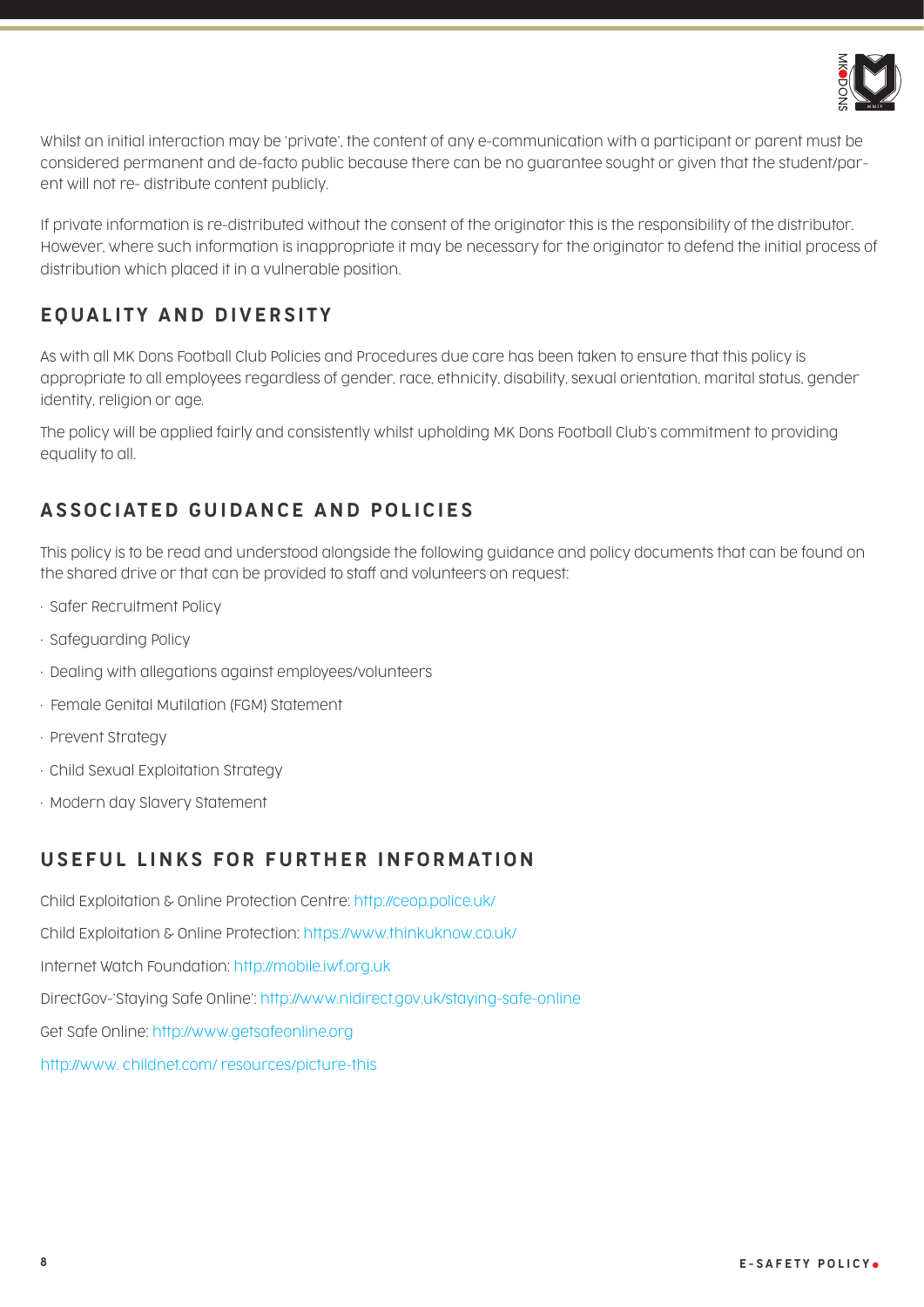Whilst an initial interaction may be 'private', the content of any e-communication with a participant or parent must be considered permanent and de-facto public because there can be no guarantee sought or given that the student/parent will not re- distribute content publicly.

If private information is re-distributed without the consent of the originator this is the responsibility of the distributor. However, where such information is inappropriate it may be necessary for the originator to defend the initial process of distribution which placed it in a vulnerable position.

## EQUALITY AND DIVERSITY

As with all MK Dons Football Club Policies and Procedures due care has been taken to ensure that this policy is appropriate to all employees regardless of gender, race, ethnicity, disability, sexual orientation, marital status, gender identity, religion or age.

The policy will be applied fairly and consistently whilst upholding MK Dons Football Club's commitment to providing equality to all.

## ASSOCIATED GUIDANCE AND POLICIES

This policy is to be read and understood alongside the following guidance and policy documents that can be found on the shared drive or that can be provided to staff and volunteers on request:

- Safer Recruitment Policy
- Safeguarding Policy
- Dealing with allegations against employees/volunteers
- Female Genital Mutilation (FGM) Statement
- Prevent Strategy
- Child Sexual Exploitation Strategy
- Modern day Slavery Statement

## USEFUL LINKS FOR FURTHER INFORMATION

Child Exploitation & Online Protection Centre: http://ceop.police.uk/

Child Exploitation & Online Protection: https://www.thinkuknow.co.uk/

Internet Watch Foundation: http://mobile.iwf.org.uk

DirectGov-'Staying Safe Online': http://www.nidirect.gov.uk/staying-safe-online

Get Safe Online: http://www.getsafeonline.org

http://www. childnet.com/ resources/picture-this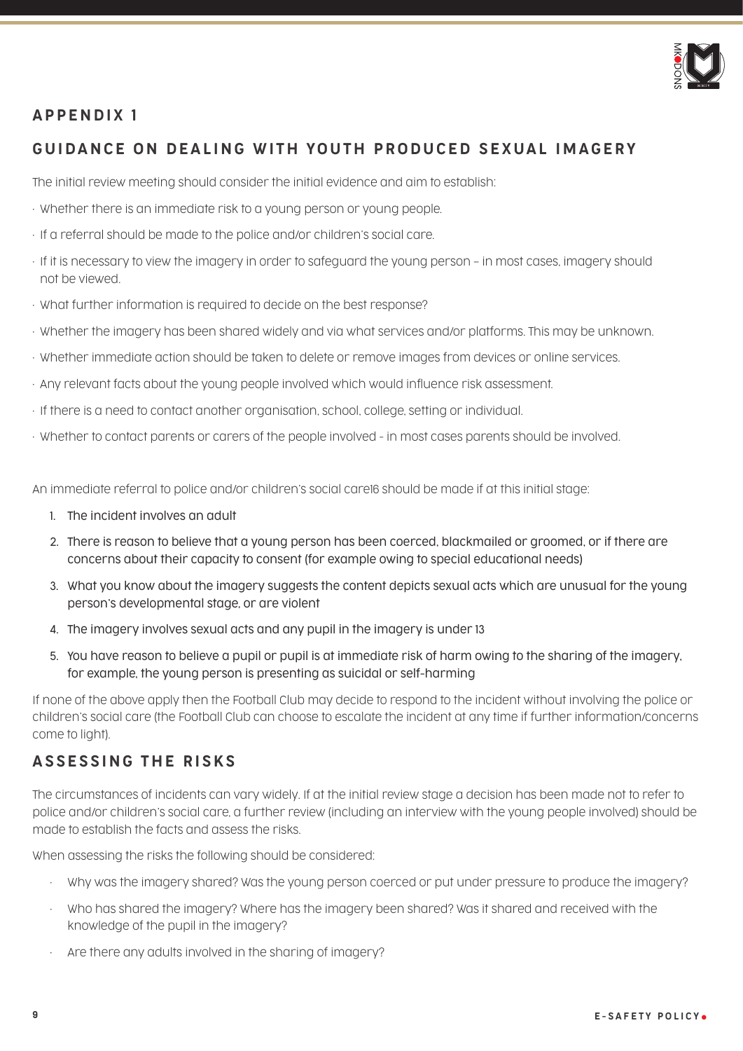## APPENDIX 1

## GUIDANCE ON DEALING WITH YOUTH PRODUCED SEXUAL IMAGERY

The initial review meeting should consider the initial evidence and aim to establish:

- Whether there is an immediate risk to a young person or young people.
- If a referral should be made to the police and/or children's social care.
- If it is necessary to view the imagery in order to safeguard the young person – in most cases, imagery should not be viewed.
- What further information is required to decide on the best response?
- Whether the imagery has been shared widely and via what services and/or platforms. This may be unknown.
- Whether immediate action should be taken to delete or remove images from devices or online services.
- Any relevant facts about the young people involved which would influence risk assessment.
- If there is a need to contact another organisation, school, college, setting or individual.
- Whether to contact parents or carers of the people involved - in most cases parents should be involved.

An immediate referral to police and/or children's social care16 should be made if at this initial stage:

1. The incident involves an adult
2. There is reason to believe that a young person has been coerced, blackmailed or groomed, or if there are concerns about their capacity to consent (for example owing to special educational needs)
3. What you know about the imagery suggests the content depicts sexual acts which are unusual for the young person's developmental stage, or are violent
4. The imagery involves sexual acts and any pupil in the imagery is under 13
5. You have reason to believe a pupil or pupil is at immediate risk of harm owing to the sharing of the imagery, for example, the young person is presenting as suicidal or self-harming

If none of the above apply then the Football Club may decide to respond to the incident without involving the police or children's social care (the Football Club can choose to escalate the incident at any time if further information/concerns come to light).

## ASSESSING THE RISKS

The circumstances of incidents can vary widely. If at the initial review stage a decision has been made not to refer to police and/or children's social care, a further review (including an interview with the young people involved) should be made to establish the facts and assess the risks.

When assessing the risks the following should be considered:

- Why was the imagery shared? Was the young person coerced or put under pressure to produce the imagery?
- Who has shared the imagery? Where has the imagery been shared? Was it shared and received with the knowledge of the pupil in the imagery?
- Are there any adults involved in the sharing of imagery?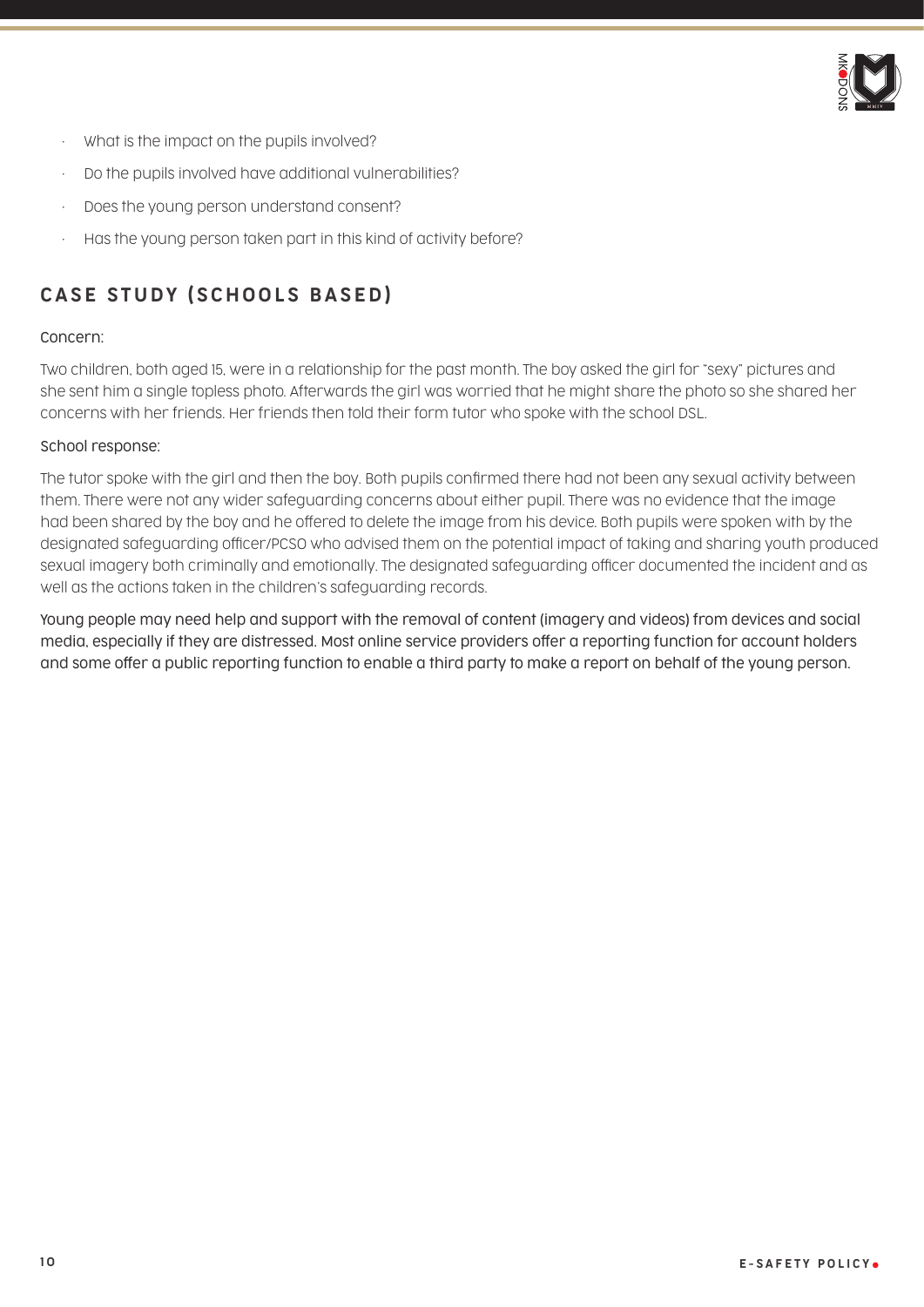- What is the impact on the pupils involved?
- Do the pupils involved have additional vulnerabilities?
- Does the young person understand consent?
- Has the young person taken part in this kind of activity before?

## CASE STUDY (SCHOOLS BASED)

Concern:

Two children, both aged 15, were in a relationship for the past month. The boy asked the girl for "sexy" pictures and she sent him a single topless photo. Afterwards the girl was worried that he might share the photo so she shared her concerns with her friends. Her friends then told their form tutor who spoke with the school DSL.

School response:

The tutor spoke with the girl and then the boy. Both pupils confirmed there had not been any sexual activity between them. There were not any wider safeguarding concerns about either pupil. There was no evidence that the image had been shared by the boy and he offered to delete the image from his device. Both pupils were spoken with by the designated safeguarding officer/PCSO who advised them on the potential impact of taking and sharing youth produced sexual imagery both criminally and emotionally. The designated safeguarding officer documented the incident and as well as the actions taken in the children's safeguarding records.

Young people may need help and support with the removal of content (imagery and videos) from devices and social media, especially if they are distressed. Most online service providers offer a reporting function for account holders and some offer a public reporting function to enable a third party to make a report on behalf of the young person.